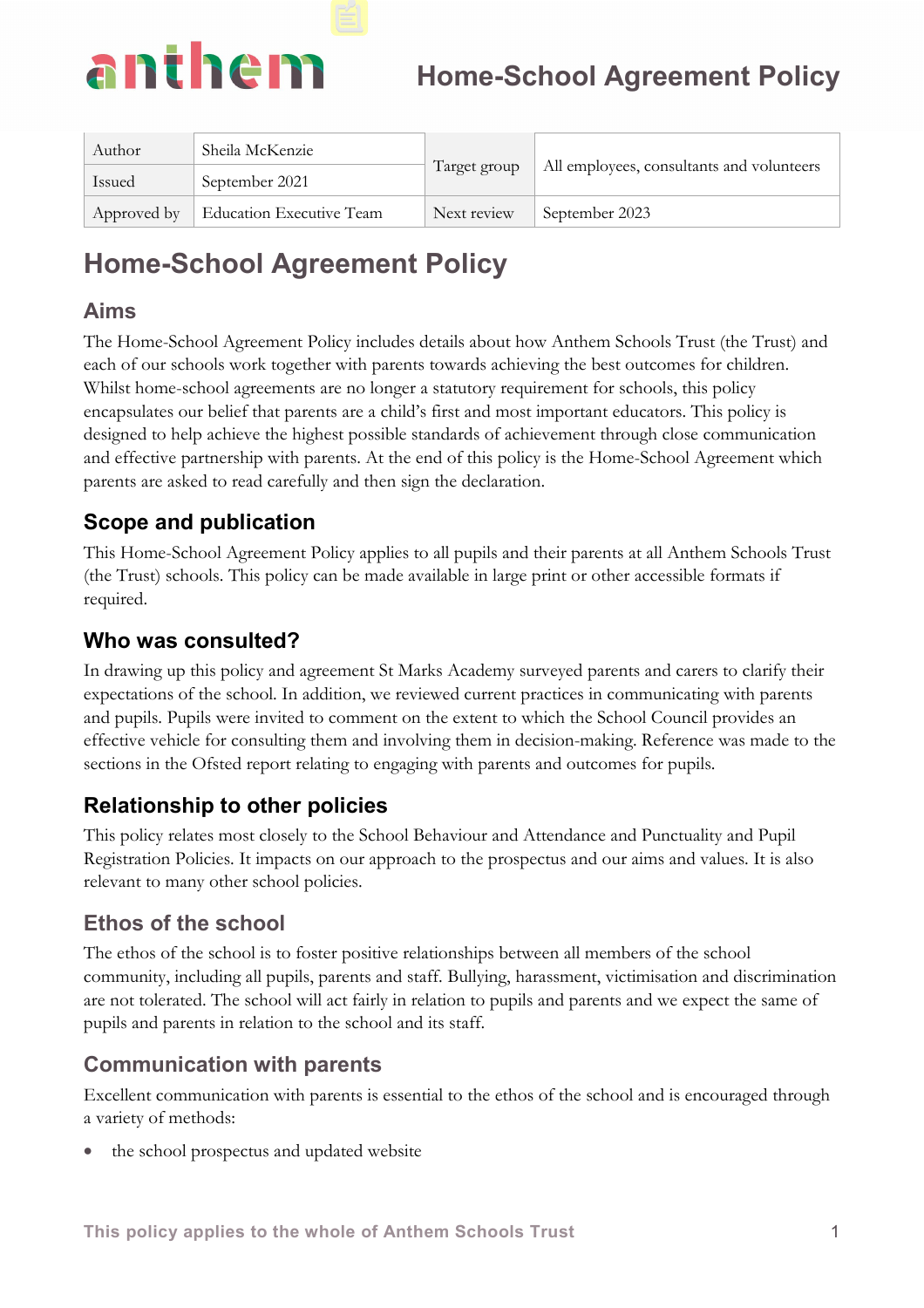# Home-School Agreement Policy

| Author | Sheila McKenzie | Target group | All employees, consultants and volunteers |
|---|---|---|---|
| Issued | September 2021 | | |
| Approved by | Education Executive Team | Next review | September 2023 |

## Home-School Agreement Policy

### Aims

The Home-School Agreement Policy includes details about how Anthem Schools Trust (the Trust) and each of our schools work together with parents towards achieving the best outcomes for children. Whilst home-school agreements are no longer a statutory requirement for schools, this policy encapsulates our belief that parents are a child's first and most important educators. This policy is designed to help achieve the highest possible standards of achievement through close communication and effective partnership with parents. At the end of this policy is the Home-School Agreement which parents are asked to read carefully and then sign the declaration.

### Scope and publication

This Home-School Agreement Policy applies to all pupils and their parents at all Anthem Schools Trust (the Trust) schools. This policy can be made available in large print or other accessible formats if required.

### Who was consulted?

In drawing up this policy and agreement St Marks Academy surveyed parents and carers to clarify their expectations of the school. In addition, we reviewed current practices in communicating with parents and pupils. Pupils were invited to comment on the extent to which the School Council provides an effective vehicle for consulting them and involving them in decision-making. Reference was made to the sections in the Ofsted report relating to engaging with parents and outcomes for pupils.

### Relationship to other policies

This policy relates most closely to the School Behaviour and Attendance and Punctuality and Pupil Registration Policies. It impacts on our approach to the prospectus and our aims and values. It is also relevant to many other school policies.

### Ethos of the school

The ethos of the school is to foster positive relationships between all members of the school community, including all pupils, parents and staff. Bullying, harassment, victimisation and discrimination are not tolerated. The school will act fairly in relation to pupils and parents and we expect the same of pupils and parents in relation to the school and its staff.

### Communication with parents

Excellent communication with parents is essential to the ethos of the school and is encouraged through a variety of methods:

- the school prospectus and updated website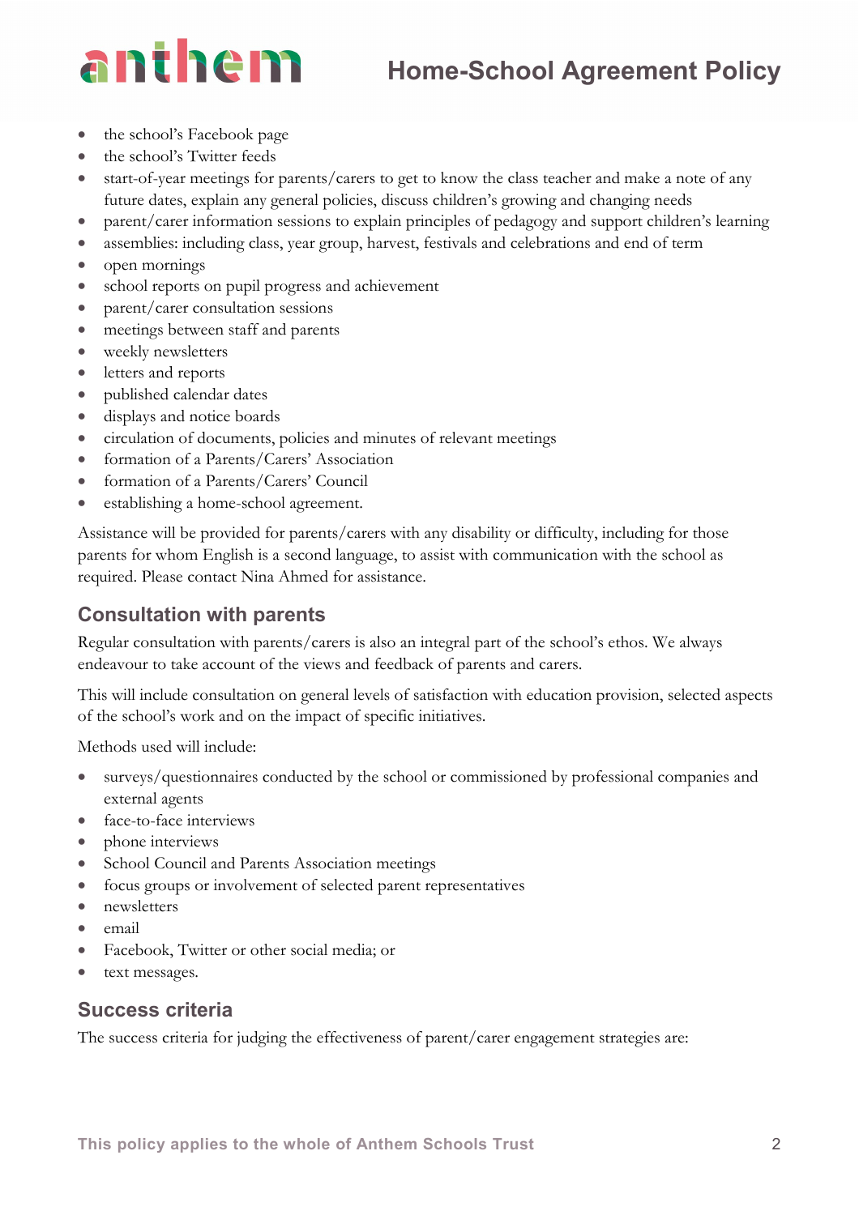- the school's Facebook page
- the school's Twitter feeds
- start-of-year meetings for parents/carers to get to know the class teacher and make a note of any future dates, explain any general policies, discuss children's growing and changing needs
- parent/carer information sessions to explain principles of pedagogy and support children's learning
- assemblies: including class, year group, harvest, festivals and celebrations and end of term
- open mornings
- school reports on pupil progress and achievement
- parent/carer consultation sessions
- meetings between staff and parents
- weekly newsletters
- letters and reports
- published calendar dates
- displays and notice boards
- circulation of documents, policies and minutes of relevant meetings
- formation of a Parents/Carers' Association
- formation of a Parents/Carers' Council
- establishing a home-school agreement.

Assistance will be provided for parents/carers with any disability or difficulty, including for those parents for whom English is a second language, to assist with communication with the school as required. Please contact Nina Ahmed for assistance.

## Consultation with parents

Regular consultation with parents/carers is also an integral part of the school's ethos. We always endeavour to take account of the views and feedback of parents and carers.

This will include consultation on general levels of satisfaction with education provision, selected aspects of the school's work and on the impact of specific initiatives.

Methods used will include:

- surveys/questionnaires conducted by the school or commissioned by professional companies and external agents
- face-to-face interviews
- phone interviews
- School Council and Parents Association meetings
- focus groups or involvement of selected parent representatives
- newsletters
- email
- Facebook, Twitter or other social media; or
- text messages.

## Success criteria

The success criteria for judging the effectiveness of parent/carer engagement strategies are: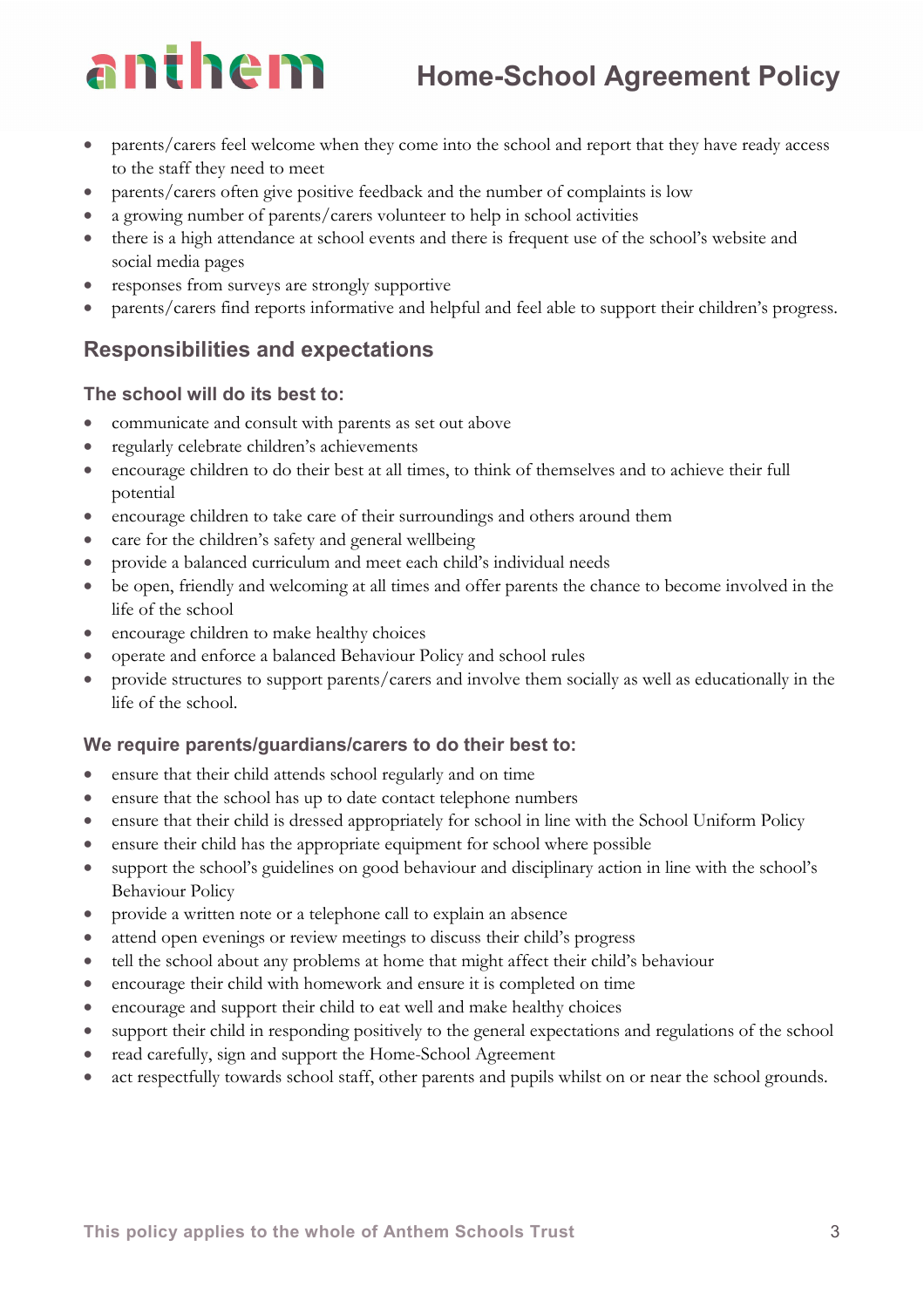- parents/carers feel welcome when they come into the school and report that they have ready access to the staff they need to meet
- parents/carers often give positive feedback and the number of complaints is low
- a growing number of parents/carers volunteer to help in school activities
- there is a high attendance at school events and there is frequent use of the school's website and social media pages
- responses from surveys are strongly supportive
- parents/carers find reports informative and helpful and feel able to support their children's progress.

## Responsibilities and expectations

### The school will do its best to:

- communicate and consult with parents as set out above
- regularly celebrate children's achievements
- encourage children to do their best at all times, to think of themselves and to achieve their full potential
- encourage children to take care of their surroundings and others around them
- care for the children's safety and general wellbeing
- provide a balanced curriculum and meet each child's individual needs
- be open, friendly and welcoming at all times and offer parents the chance to become involved in the life of the school
- encourage children to make healthy choices
- operate and enforce a balanced Behaviour Policy and school rules
- provide structures to support parents/carers and involve them socially as well as educationally in the life of the school.

### We require parents/guardians/carers to do their best to:

- ensure that their child attends school regularly and on time
- ensure that the school has up to date contact telephone numbers
- ensure that their child is dressed appropriately for school in line with the School Uniform Policy
- ensure their child has the appropriate equipment for school where possible
- support the school's guidelines on good behaviour and disciplinary action in line with the school's Behaviour Policy
- provide a written note or a telephone call to explain an absence
- attend open evenings or review meetings to discuss their child's progress
- tell the school about any problems at home that might affect their child's behaviour
- encourage their child with homework and ensure it is completed on time
- encourage and support their child to eat well and make healthy choices
- support their child in responding positively to the general expectations and regulations of the school
- read carefully, sign and support the Home-School Agreement
- act respectfully towards school staff, other parents and pupils whilst on or near the school grounds.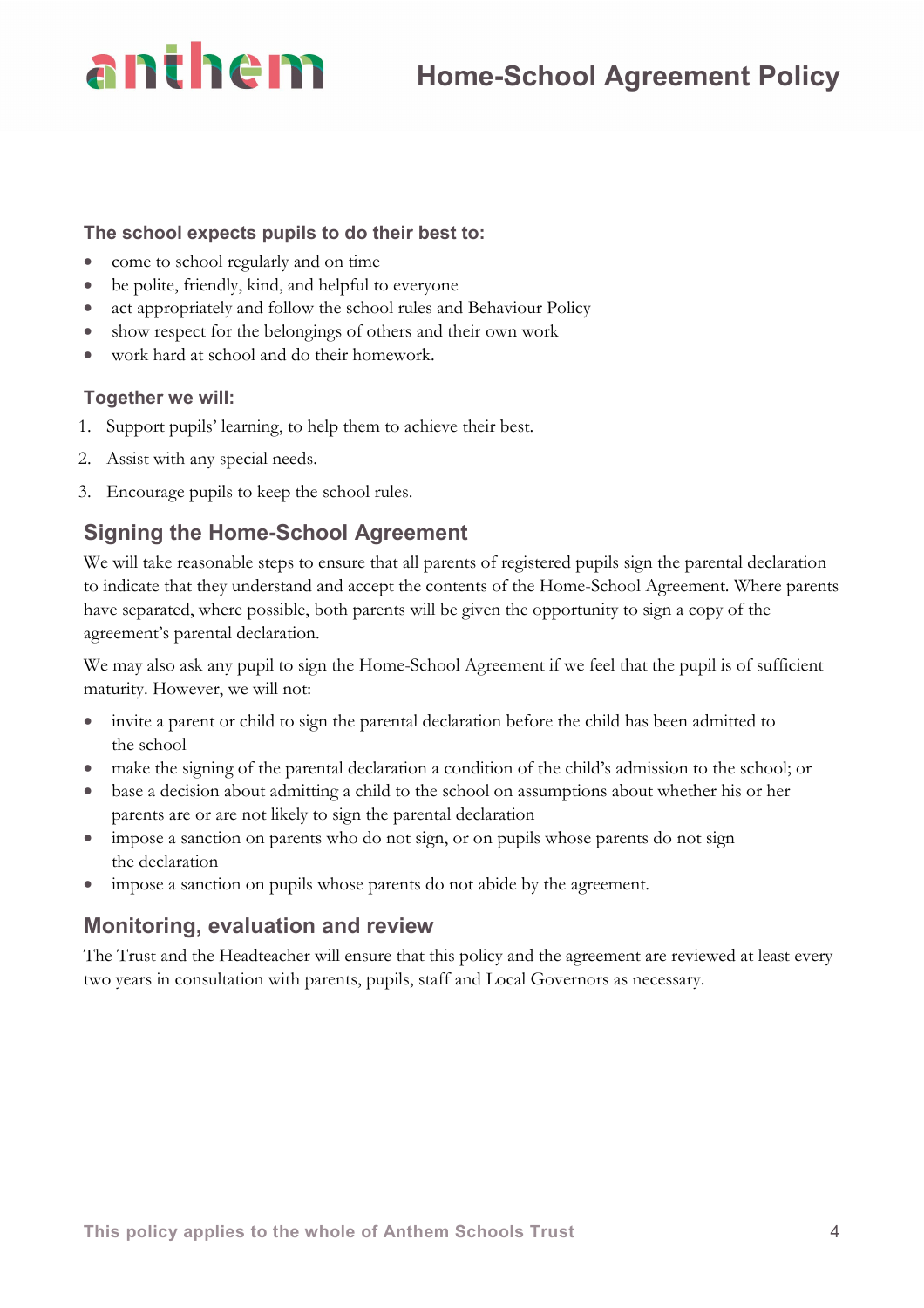**The school expects pupils to do their best to:**

- come to school regularly and on time
- be polite, friendly, kind, and helpful to everyone
- act appropriately and follow the school rules and Behaviour Policy
- show respect for the belongings of others and their own work
- work hard at school and do their homework.

**Together we will:**

1. Support pupils' learning, to help them to achieve their best.
2. Assist with any special needs.
3. Encourage pupils to keep the school rules.

## Signing the Home-School Agreement

We will take reasonable steps to ensure that all parents of registered pupils sign the parental declaration to indicate that they understand and accept the contents of the Home-School Agreement. Where parents have separated, where possible, both parents will be given the opportunity to sign a copy of the agreement's parental declaration.

We may also ask any pupil to sign the Home-School Agreement if we feel that the pupil is of sufficient maturity. However, we will not:

- invite a parent or child to sign the parental declaration before the child has been admitted to the school
- make the signing of the parental declaration a condition of the child's admission to the school; or
- base a decision about admitting a child to the school on assumptions about whether his or her parents are or are not likely to sign the parental declaration
- impose a sanction on parents who do not sign, or on pupils whose parents do not sign the declaration
- impose a sanction on pupils whose parents do not abide by the agreement.

## Monitoring, evaluation and review

The Trust and the Headteacher will ensure that this policy and the agreement are reviewed at least every two years in consultation with parents, pupils, staff and Local Governors as necessary.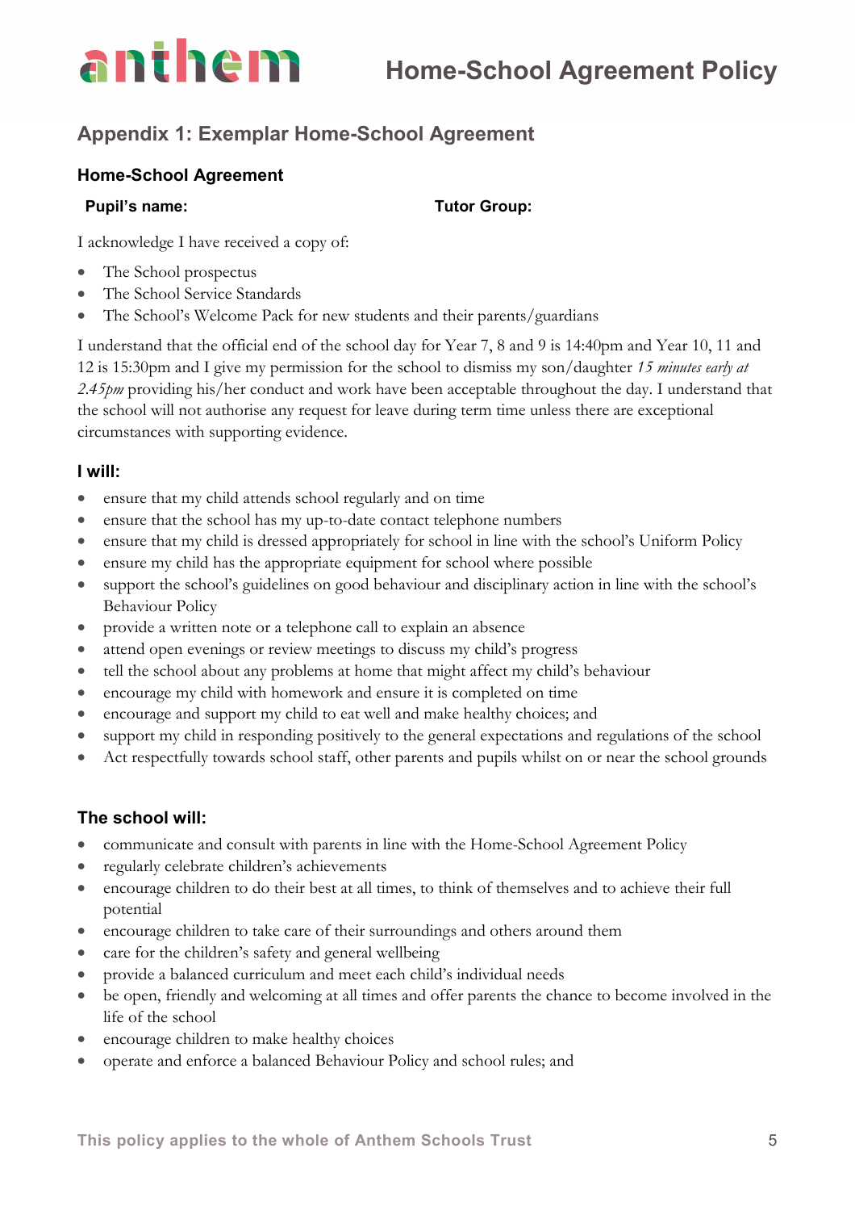## Appendix 1: Exemplar Home-School Agreement

### Home-School Agreement

**Pupil's name:** **Tutor Group:**

I acknowledge I have received a copy of:

- The School prospectus
- The School Service Standards
- The School's Welcome Pack for new students and their parents/guardians

I understand that the official end of the school day for Year 7, 8 and 9 is 14:40pm and Year 10, 11 and 12 is 15:30pm and I give my permission for the school to dismiss my son/daughter *15 minutes early at 2.45pm* providing his/her conduct and work have been acceptable throughout the day. I understand that the school will not authorise any request for leave during term time unless there are exceptional circumstances with supporting evidence.

### I will:

- ensure that my child attends school regularly and on time
- ensure that the school has my up-to-date contact telephone numbers
- ensure that my child is dressed appropriately for school in line with the school's Uniform Policy
- ensure my child has the appropriate equipment for school where possible
- support the school's guidelines on good behaviour and disciplinary action in line with the school's Behaviour Policy
- provide a written note or a telephone call to explain an absence
- attend open evenings or review meetings to discuss my child's progress
- tell the school about any problems at home that might affect my child's behaviour
- encourage my child with homework and ensure it is completed on time
- encourage and support my child to eat well and make healthy choices; and
- support my child in responding positively to the general expectations and regulations of the school
- Act respectfully towards school staff, other parents and pupils whilst on or near the school grounds

### The school will:

- communicate and consult with parents in line with the Home-School Agreement Policy
- regularly celebrate children's achievements
- encourage children to do their best at all times, to think of themselves and to achieve their full potential
- encourage children to take care of their surroundings and others around them
- care for the children's safety and general wellbeing
- provide a balanced curriculum and meet each child's individual needs
- be open, friendly and welcoming at all times and offer parents the chance to become involved in the life of the school
- encourage children to make healthy choices
- operate and enforce a balanced Behaviour Policy and school rules; and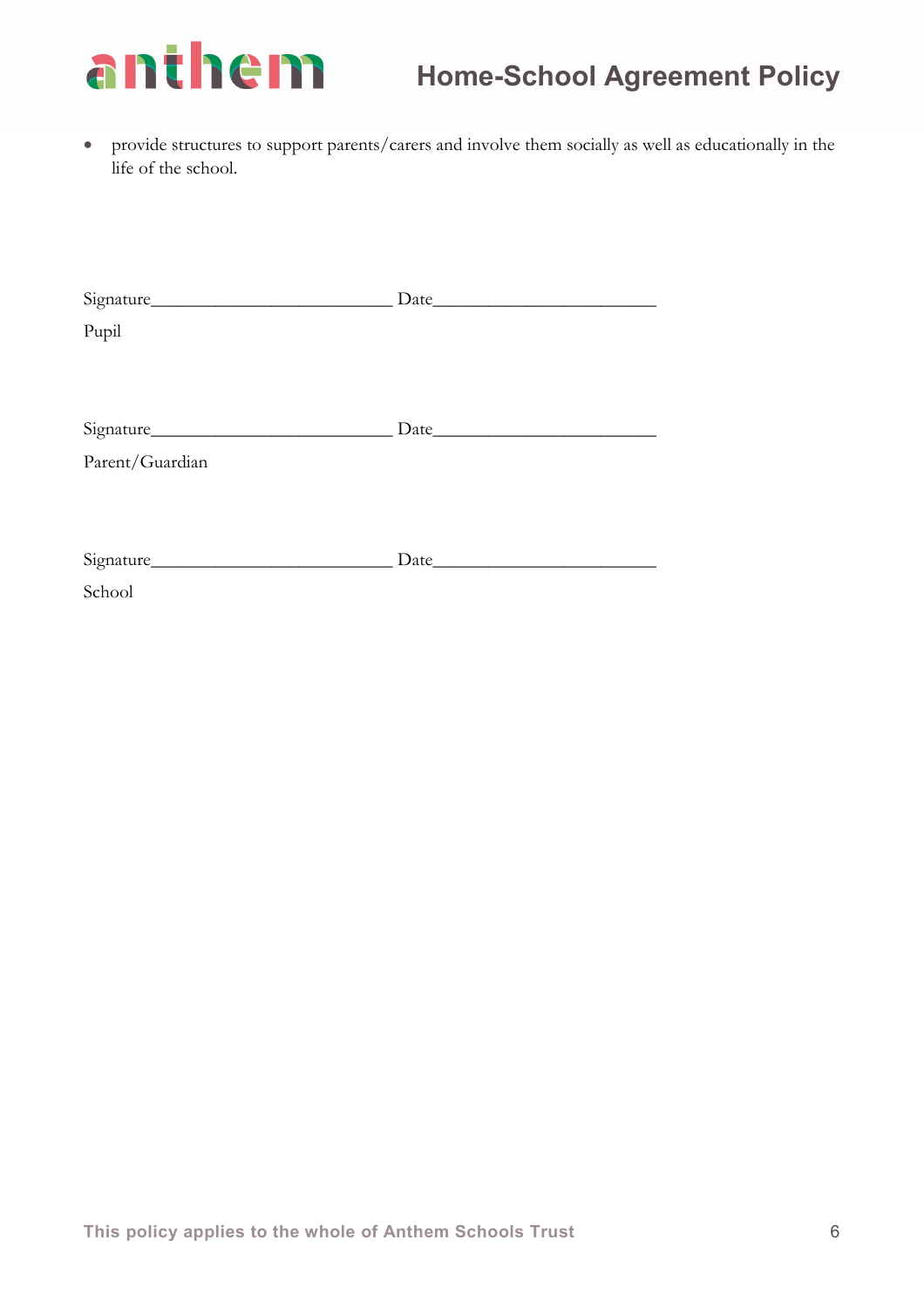- provide structures to support parents/carers and involve them socially as well as educationally in the life of the school.

Signature__________________________ Date________________________

Pupil

Signature__________________________ Date________________________

Parent/Guardian

Signature__________________________ Date________________________

School